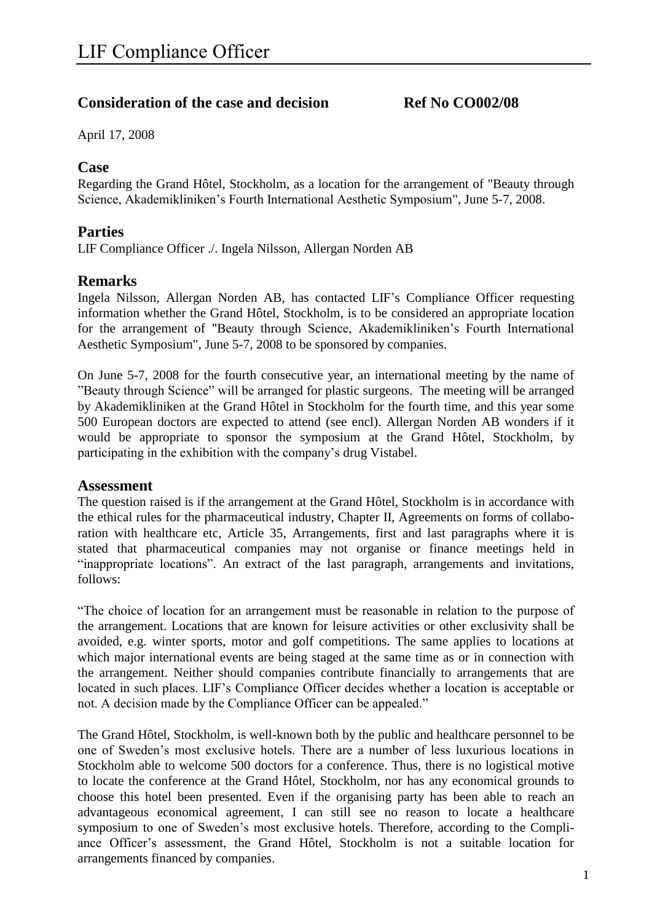# LIF Compliance Officer

## Consideration of the case and decision Ref No CO002/08

April 17, 2008

### Case

Regarding the Grand Hôtel, Stockholm, as a location for the arrangement of "Beauty through Science, Akademikliniken's Fourth International Aesthetic Symposium", June 5-7, 2008.

### Parties

LIF Compliance Officer ./. Ingela Nilsson, Allergan Norden AB

### Remarks

Ingela Nilsson, Allergan Norden AB, has contacted LIF's Compliance Officer requesting information whether the Grand Hôtel, Stockholm, is to be considered an appropriate location for the arrangement of "Beauty through Science, Akademikliniken's Fourth International Aesthetic Symposium", June 5-7, 2008 to be sponsored by companies.

On June 5-7, 2008 for the fourth consecutive year, an international meeting by the name of "Beauty through Science" will be arranged for plastic surgeons. The meeting will be arranged by Akademikliniken at the Grand Hôtel in Stockholm for the fourth time, and this year some 500 European doctors are expected to attend (see encl). Allergan Norden AB wonders if it would be appropriate to sponsor the symposium at the Grand Hôtel, Stockholm, by participating in the exhibition with the company's drug Vistabel.

### Assessment

The question raised is if the arrangement at the Grand Hôtel, Stockholm is in accordance with the ethical rules for the pharmaceutical industry, Chapter II, Agreements on forms of collaboration with healthcare etc, Article 35, Arrangements, first and last paragraphs where it is stated that pharmaceutical companies may not organise or finance meetings held in "inappropriate locations". An extract of the last paragraph, arrangements and invitations, follows:

"The choice of location for an arrangement must be reasonable in relation to the purpose of the arrangement. Locations that are known for leisure activities or other exclusivity shall be avoided, e.g. winter sports, motor and golf competitions. The same applies to locations at which major international events are being staged at the same time as or in connection with the arrangement. Neither should companies contribute financially to arrangements that are located in such places. LIF's Compliance Officer decides whether a location is acceptable or not. A decision made by the Compliance Officer can be appealed."

The Grand Hôtel, Stockholm, is well-known both by the public and healthcare personnel to be one of Sweden's most exclusive hotels. There are a number of less luxurious locations in Stockholm able to welcome 500 doctors for a conference. Thus, there is no logistical motive to locate the conference at the Grand Hôtel, Stockholm, nor has any economical grounds to choose this hotel been presented. Even if the organising party has been able to reach an advantageous economical agreement, I can still see no reason to locate a healthcare symposium to one of Sweden's most exclusive hotels. Therefore, according to the Compliance Officer's assessment, the Grand Hôtel, Stockholm is not a suitable location for arrangements financed by companies.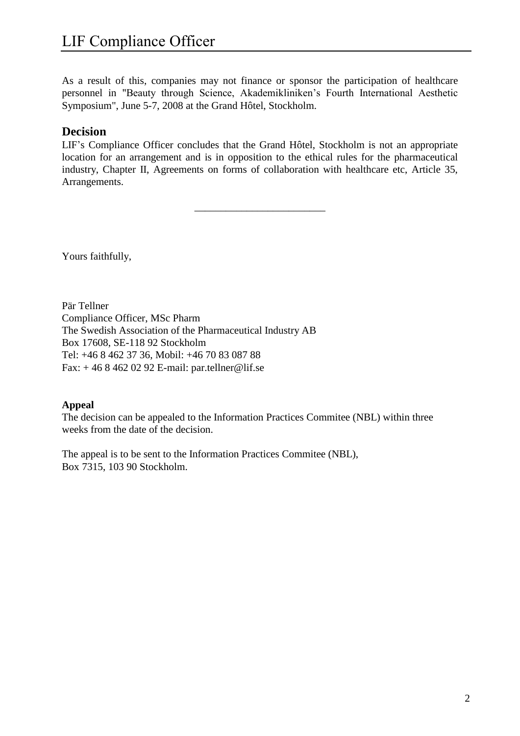As a result of this, companies may not finance or sponsor the participation of healthcare personnel in "Beauty through Science, Akademikliniken's Fourth International Aesthetic Symposium", June 5-7, 2008 at the Grand Hôtel, Stockholm.

## Decision

LIF's Compliance Officer concludes that the Grand Hôtel, Stockholm is not an appropriate location for an arrangement and is in opposition to the ethical rules for the pharmaceutical industry, Chapter II, Agreements on forms of collaboration with healthcare etc, Article 35, Arrangements.

---

Yours faithfully,

Pär Tellner
Compliance Officer, MSc Pharm
The Swedish Association of the Pharmaceutical Industry AB
Box 17608, SE-118 92 Stockholm
Tel: +46 8 462 37 36, Mobil: +46 70 83 087 88
Fax: + 46 8 462 02 92 E-mail: par.tellner@lif.se

**Appeal**

The decision can be appealed to the Information Practices Commitee (NBL) within three weeks from the date of the decision.

The appeal is to be sent to the Information Practices Commitee (NBL),
Box 7315, 103 90 Stockholm.